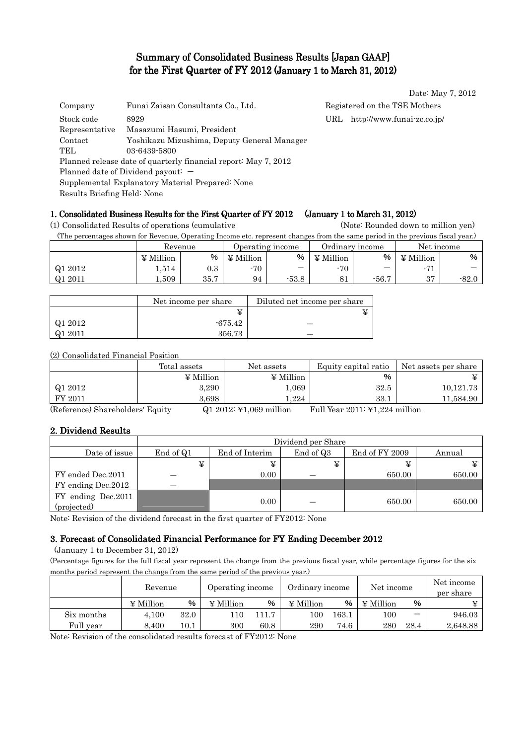# Summary of Consolidated Business Results [Japan GAAP] for the First Quarter of FY 2012 (January 1 to March 31, 2012)

Date: May 7, 2012

| | | |
|---|---|---|
| Company | Funai Zaisan Consultants Co., Ltd. | Registered on the TSE Mothers |
| Stock code | 8929 | URL http://www.funai-zc.co.jp/ |
| Representative | Masazumi Hasumi, President | |
| Contact | Yoshikazu Mizushima, Deputy General Manager | |
| TEL | 03-6439-5800 | |

Planned release date of quarterly financial report: May 7, 2012
Planned date of Dividend payout: －
Supplemental Explanatory Material Prepared: None
Results Briefing Held: None

## 1. Consolidated Business Results for the First Quarter of FY 2012 (January 1 to March 31, 2012)

(1) Consolidated Results of operations (cumulative (Note: Rounded down to million yen)

(The percentages shown for Revenue, Operating Income etc. represent changes from the same period in the previous fiscal year.)

| | Revenue | | Operating income | | Ordinary income | | Net income | |
|---|---|---|---|---|---|---|---|---|
| | ¥ Million | % | ¥ Million | % | ¥ Million | % | ¥ Million | % |
| Q1 2012 | 1,514 | 0.3 | -70 | ― | -70 | ― | -71 | ― |
| Q1 2011 | 1,509 | 35.7 | 94 | -53.8 | 81 | -56.7 | 37 | -82.0 |

| | Net income per share | Diluted net income per share |
|---|---|---|
| | ¥ | ¥ |
| Q1 2012 | -675.42 | ― |
| Q1 2011 | 356.73 | ― |

(2) Consolidated Financial Position

| | Total assets | Net assets | Equity capital ratio | Net assets per share |
|---|---|---|---|---|
| | ¥ Million | ¥ Million | % | ¥ |
| Q1 2012 | 3,290 | 1,069 | 32.5 | 10,121.73 |
| FY 2011 | 3,698 | 1,224 | 33.1 | 11,584.90 |

(Reference) Shareholders' Equity Q1 2012: ¥1,069 million Full Year 2011: ¥1,224 million

## 2. Dividend Results

| | Dividend per Share | | | | |
|---|---|---|---|---|---|
| Date of issue | End of Q1 | End of Interim | End of Q3 | End of FY 2009 | Annual |
| | ¥ | ¥ | ¥ | ¥ | ¥ |
| FY ended Dec.2011 | ― | 0.00 | ― | 650.00 | 650.00 |
| FY ending Dec.2012 | ― | | | | |
| FY ending Dec.2011 (projected) | | 0.00 | ― | 650.00 | 650.00 |

Note: Revision of the dividend forecast in the first quarter of FY2012: None

## 3. Forecast of Consolidated Financial Performance for FY Ending December 2012

(January 1 to December 31, 2012)

(Percentage figures for the full fiscal year represent the change from the previous fiscal year, while percentage figures for the six months period represent the change from the same period of the previous year.)

| | Revenue | | Operating income | | Ordinary income | | Net income | | Net income per share |
|---|---|---|---|---|---|---|---|---|---|
| | ¥ Million | % | ¥ Million | % | ¥ Million | % | ¥ Million | % | ¥ |
| Six months | 4,100 | 32.0 | 110 | 111.7 | 100 | 163.1 | 100 | ― | 946.03 |
| Full year | 8,400 | 10.1 | 300 | 60.8 | 290 | 74.6 | 280 | 28.4 | 2,648.88 |

Note: Revision of the consolidated results forecast of FY2012: None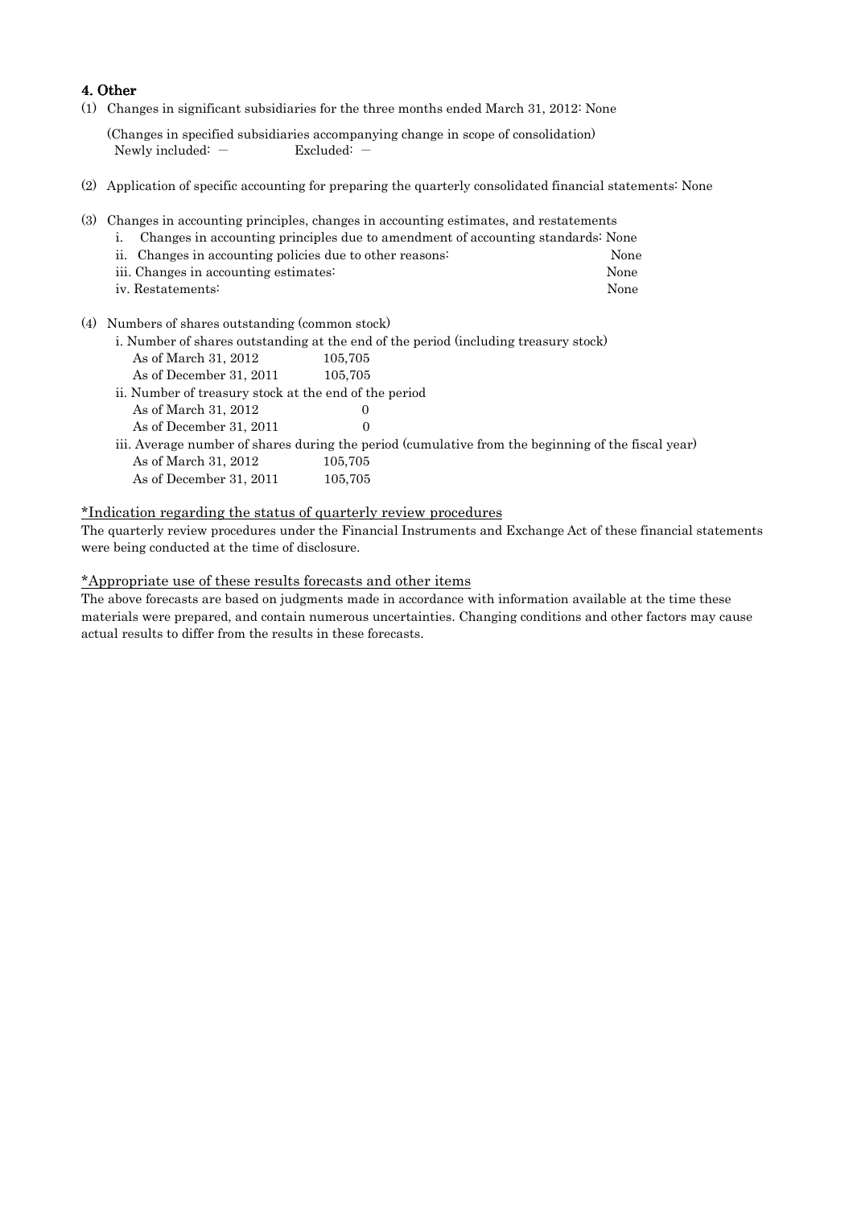## 4. Other

(1) Changes in significant subsidiaries for the three months ended March 31, 2012: None

(Changes in specified subsidiaries accompanying change in scope of consolidation)
Newly included: － Excluded: －

(2) Application of specific accounting for preparing the quarterly consolidated financial statements: None

(3) Changes in accounting principles, changes in accounting estimates, and restatements

i. Changes in accounting principles due to amendment of accounting standards: None
ii. Changes in accounting policies due to other reasons: None
iii. Changes in accounting estimates: None
iv. Restatements: None

(4) Numbers of shares outstanding (common stock)

i. Number of shares outstanding at the end of the period (including treasury stock)

| | |
|---|---|
| As of March 31, 2012 | 105,705 |
| As of December 31, 2011 | 105,705 |

ii. Number of treasury stock at the end of the period

| | |
|---|---|
| As of March 31, 2012 | 0 |
| As of December 31, 2011 | 0 |

iii. Average number of shares during the period (cumulative from the beginning of the fiscal year)

| | |
|---|---|
| As of March 31, 2012 | 105,705 |
| As of December 31, 2011 | 105,705 |

\*Indication regarding the status of quarterly review procedures

The quarterly review procedures under the Financial Instruments and Exchange Act of these financial statements were being conducted at the time of disclosure.

\*Appropriate use of these results forecasts and other items

The above forecasts are based on judgments made in accordance with information available at the time these materials were prepared, and contain numerous uncertainties. Changing conditions and other factors may cause actual results to differ from the results in these forecasts.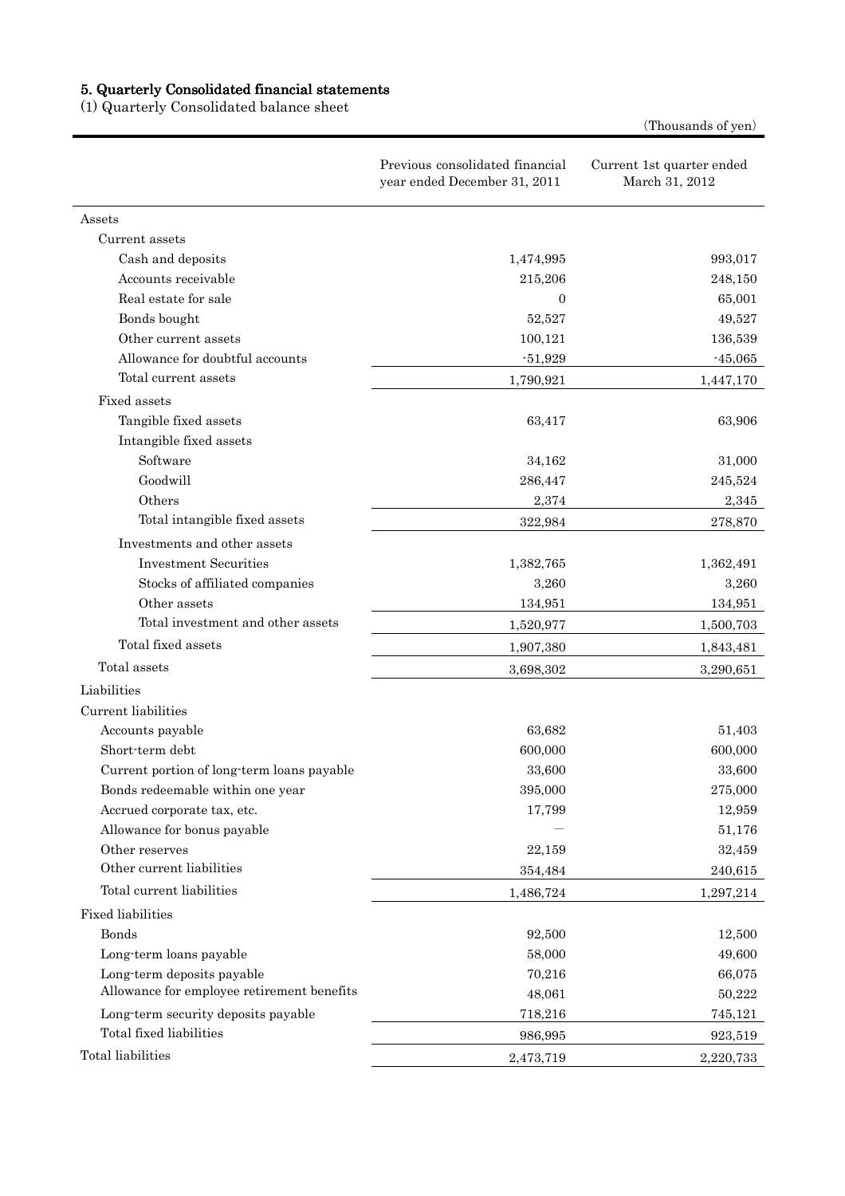## 5. Quarterly Consolidated financial statements

(1) Quarterly Consolidated balance sheet

(Thousands of yen)

| | Previous consolidated financial year ended December 31, 2011 | Current 1st quarter ended March 31, 2012 |
|---|---|---|
| Assets | | |
| Current assets | | |
| Cash and deposits | 1,474,995 | 993,017 |
| Accounts receivable | 215,206 | 248,150 |
| Real estate for sale | 0 | 65,001 |
| Bonds bought | 52,527 | 49,527 |
| Other current assets | 100,121 | 136,539 |
| Allowance for doubtful accounts | -51,929 | -45,065 |
| Total current assets | 1,790,921 | 1,447,170 |
| Fixed assets | | |
| Tangible fixed assets | 63,417 | 63,906 |
| Intangible fixed assets | | |
| Software | 34,162 | 31,000 |
| Goodwill | 286,447 | 245,524 |
| Others | 2,374 | 2,345 |
| Total intangible fixed assets | 322,984 | 278,870 |
| Investments and other assets | | |
| Investment Securities | 1,382,765 | 1,362,491 |
| Stocks of affiliated companies | 3,260 | 3,260 |
| Other assets | 134,951 | 134,951 |
| Total investment and other assets | 1,520,977 | 1,500,703 |
| Total fixed assets | 1,907,380 | 1,843,481 |
| Total assets | 3,698,302 | 3,290,651 |
| Liabilities | | |
| Current liabilities | | |
| Accounts payable | 63,682 | 51,403 |
| Short-term debt | 600,000 | 600,000 |
| Current portion of long-term loans payable | 33,600 | 33,600 |
| Bonds redeemable within one year | 395,000 | 275,000 |
| Accrued corporate tax, etc. | 17,799 | 12,959 |
| Allowance for bonus payable | — | 51,176 |
| Other reserves | 22,159 | 32,459 |
| Other current liabilities | 354,484 | 240,615 |
| Total current liabilities | 1,486,724 | 1,297,214 |
| Fixed liabilities | | |
| Bonds | 92,500 | 12,500 |
| Long-term loans payable | 58,000 | 49,600 |
| Long-term deposits payable | 70,216 | 66,075 |
| Allowance for employee retirement benefits | 48,061 | 50,222 |
| Long-term security deposits payable | 718,216 | 745,121 |
| Total fixed liabilities | 986,995 | 923,519 |
| Total liabilities | 2,473,719 | 2,220,733 |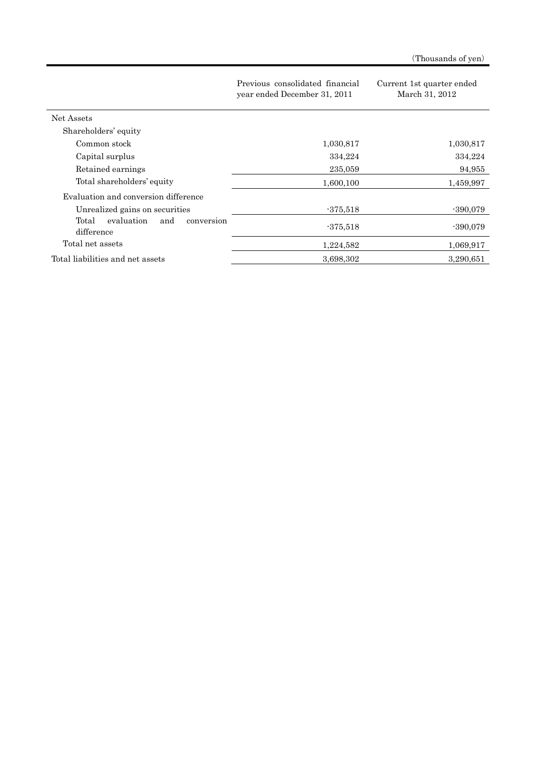(Thousands of yen)

| | Previous consolidated financial year ended December 31, 2011 | Current 1st quarter ended March 31, 2012 |
|---|---|---|
| Net Assets | | |
| Shareholders' equity | | |
| Common stock | 1,030,817 | 1,030,817 |
| Capital surplus | 334,224 | 334,224 |
| Retained earnings | 235,059 | 94,955 |
| Total shareholders' equity | 1,600,100 | 1,459,997 |
| Evaluation and conversion difference | | |
| Unrealized gains on securities | -375,518 | -390,079 |
| Total evaluation and conversion difference | -375,518 | -390,079 |
| Total net assets | 1,224,582 | 1,069,917 |
| Total liabilities and net assets | 3,698,302 | 3,290,651 |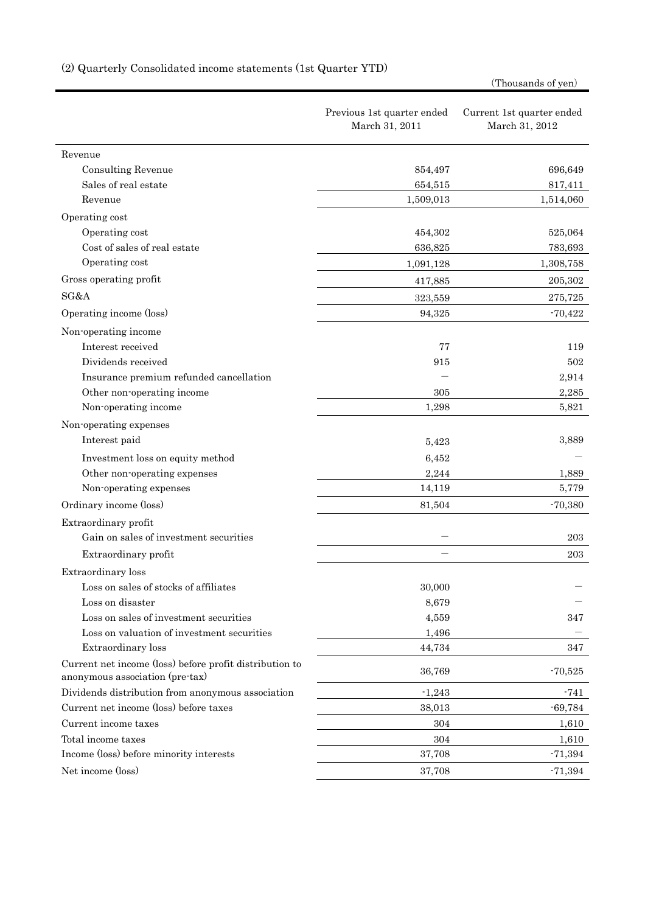(2) Quarterly Consolidated income statements (1st Quarter YTD)

(Thousands of yen)

| | Previous 1st quarter ended March 31, 2011 | Current 1st quarter ended March 31, 2012 |
|---|---|---|
| Revenue | | |
| Consulting Revenue | 854,497 | 696,649 |
| Sales of real estate | 654,515 | 817,411 |
| Revenue | 1,509,013 | 1,514,060 |
| Operating cost | | |
| Operating cost | 454,302 | 525,064 |
| Cost of sales of real estate | 636,825 | 783,693 |
| Operating cost | 1,091,128 | 1,308,758 |
| Gross operating profit | 417,885 | 205,302 |
| SG&A | 323,559 | 275,725 |
| Operating income (loss) | 94,325 | -70,422 |
| Non-operating income | | |
| Interest received | 77 | 119 |
| Dividends received | 915 | 502 |
| Insurance premium refunded cancellation | — | 2,914 |
| Other non-operating income | 305 | 2,285 |
| Non-operating income | 1,298 | 5,821 |
| Non-operating expenses | | |
| Interest paid | 5,423 | 3,889 |
| Investment loss on equity method | 6,452 | — |
| Other non-operating expenses | 2,244 | 1,889 |
| Non-operating expenses | 14,119 | 5,779 |
| Ordinary income (loss) | 81,504 | -70,380 |
| Extraordinary profit | | |
| Gain on sales of investment securities | — | 203 |
| Extraordinary profit | — | 203 |
| Extraordinary loss | | |
| Loss on sales of stocks of affiliates | 30,000 | — |
| Loss on disaster | 8,679 | — |
| Loss on sales of investment securities | 4,559 | 347 |
| Loss on valuation of investment securities | 1,496 | — |
| Extraordinary loss | 44,734 | 347 |
| Current net income (loss) before profit distribution to anonymous association (pre-tax) | 36,769 | -70,525 |
| Dividends distribution from anonymous association | -1,243 | -741 |
| Current net income (loss) before taxes | 38,013 | -69,784 |
| Current income taxes | 304 | 1,610 |
| Total income taxes | 304 | 1,610 |
| Income (loss) before minority interests | 37,708 | -71,394 |
| Net income (loss) | 37,708 | -71,394 |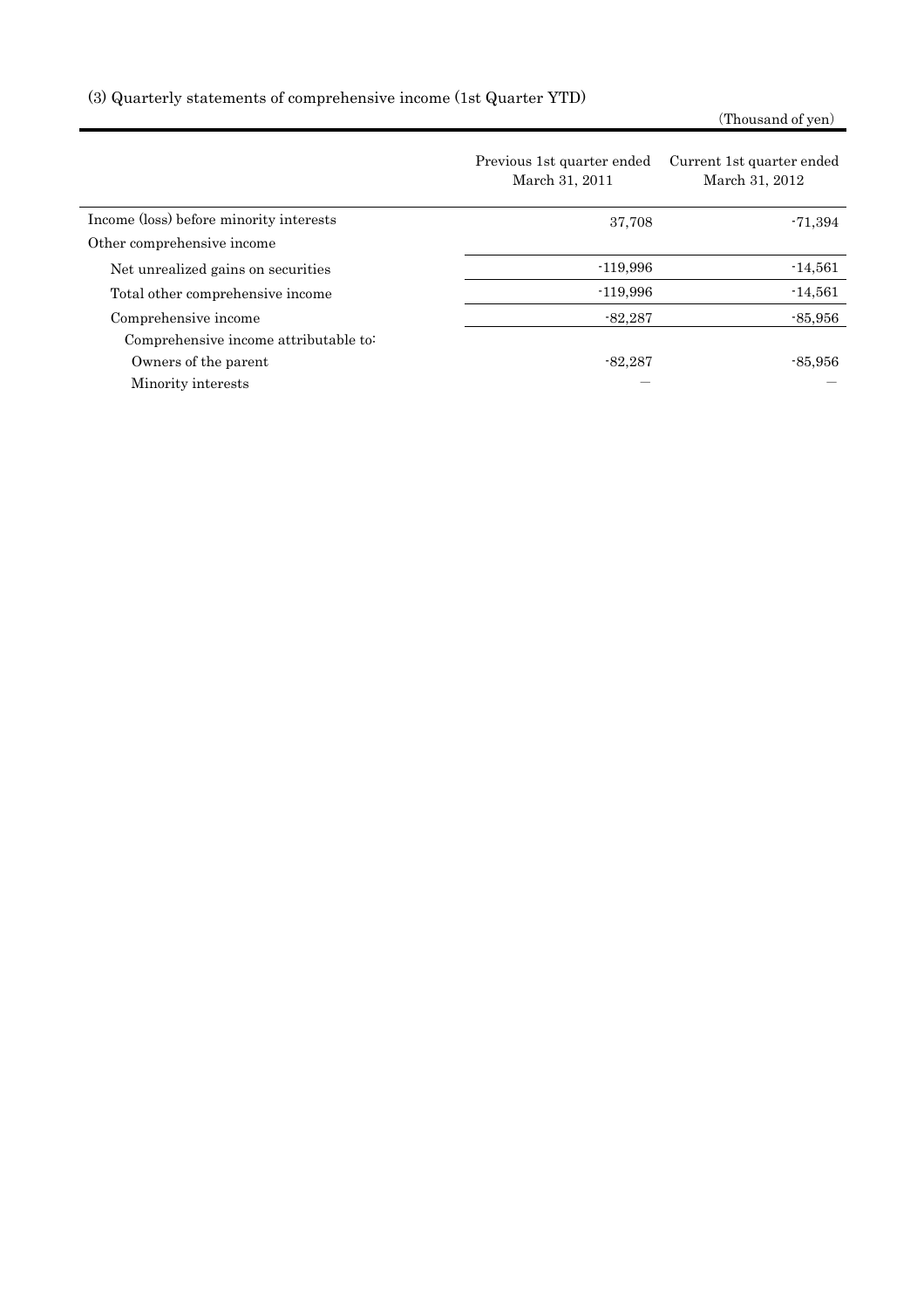(3) Quarterly statements of comprehensive income (1st Quarter YTD)

(Thousand of yen)

| | Previous 1st quarter ended March 31, 2011 | Current 1st quarter ended March 31, 2012 |
| --- | --- | --- |
| Income (loss) before minority interests | 37,708 | -71,394 |
| Other comprehensive income | | |
| Net unrealized gains on securities | -119,996 | -14,561 |
| Total other comprehensive income | -119,996 | -14,561 |
| Comprehensive income | -82,287 | -85,956 |
| Comprehensive income attributable to: | | |
| Owners of the parent | -82,287 | -85,956 |
| Minority interests | — | — |